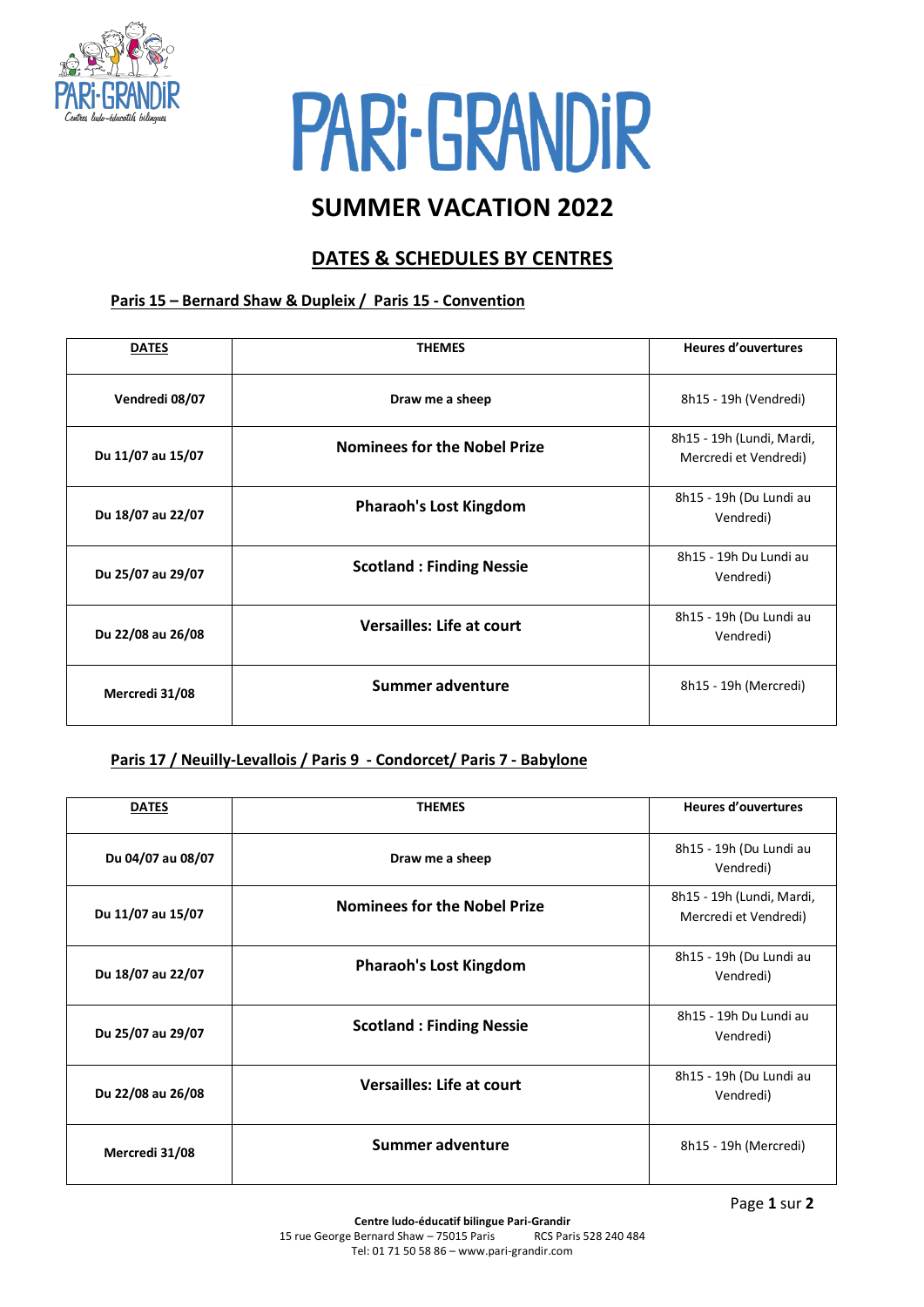# PARi-GRANDiR

## SUMMER VACATION 2022

### DATES & SCHEDULES BY CENTRES

**Paris 15 – Bernard Shaw & Dupleix / Paris 15 - Convention**

| DATES | THEMES | Heures d'ouvertures |
|---|---|---|
| Vendredi 08/07 | Draw me a sheep | 8h15 - 19h (Vendredi) |
| Du 11/07 au 15/07 | Nominees for the Nobel Prize | 8h15 - 19h (Lundi, Mardi, Mercredi et Vendredi) |
| Du 18/07 au 22/07 | Pharaoh's Lost Kingdom | 8h15 - 19h (Du Lundi au Vendredi) |
| Du 25/07 au 29/07 | Scotland : Finding Nessie | 8h15 - 19h Du Lundi au Vendredi) |
| Du 22/08 au 26/08 | Versailles: Life at court | 8h15 - 19h (Du Lundi au Vendredi) |
| Mercredi 31/08 | Summer adventure | 8h15 - 19h (Mercredi) |

**Paris 17 / Neuilly-Levallois / Paris 9 - Condorcet/ Paris 7 - Babylone**

| DATES | THEMES | Heures d'ouvertures |
|---|---|---|
| Du 04/07 au 08/07 | Draw me a sheep | 8h15 - 19h (Du Lundi au Vendredi) |
| Du 11/07 au 15/07 | Nominees for the Nobel Prize | 8h15 - 19h (Lundi, Mardi, Mercredi et Vendredi) |
| Du 18/07 au 22/07 | Pharaoh's Lost Kingdom | 8h15 - 19h (Du Lundi au Vendredi) |
| Du 25/07 au 29/07 | Scotland : Finding Nessie | 8h15 - 19h Du Lundi au Vendredi) |
| Du 22/08 au 26/08 | Versailles: Life at court | 8h15 - 19h (Du Lundi au Vendredi) |
| Mercredi 31/08 | Summer adventure | 8h15 - 19h (Mercredi) |

**Centre ludo-éducatif bilingue Pari-Grandir**
15 rue George Bernard Shaw – 75015 Paris RCS Paris 528 240 484
Tel: 01 71 50 58 86 – www.pari-grandir.com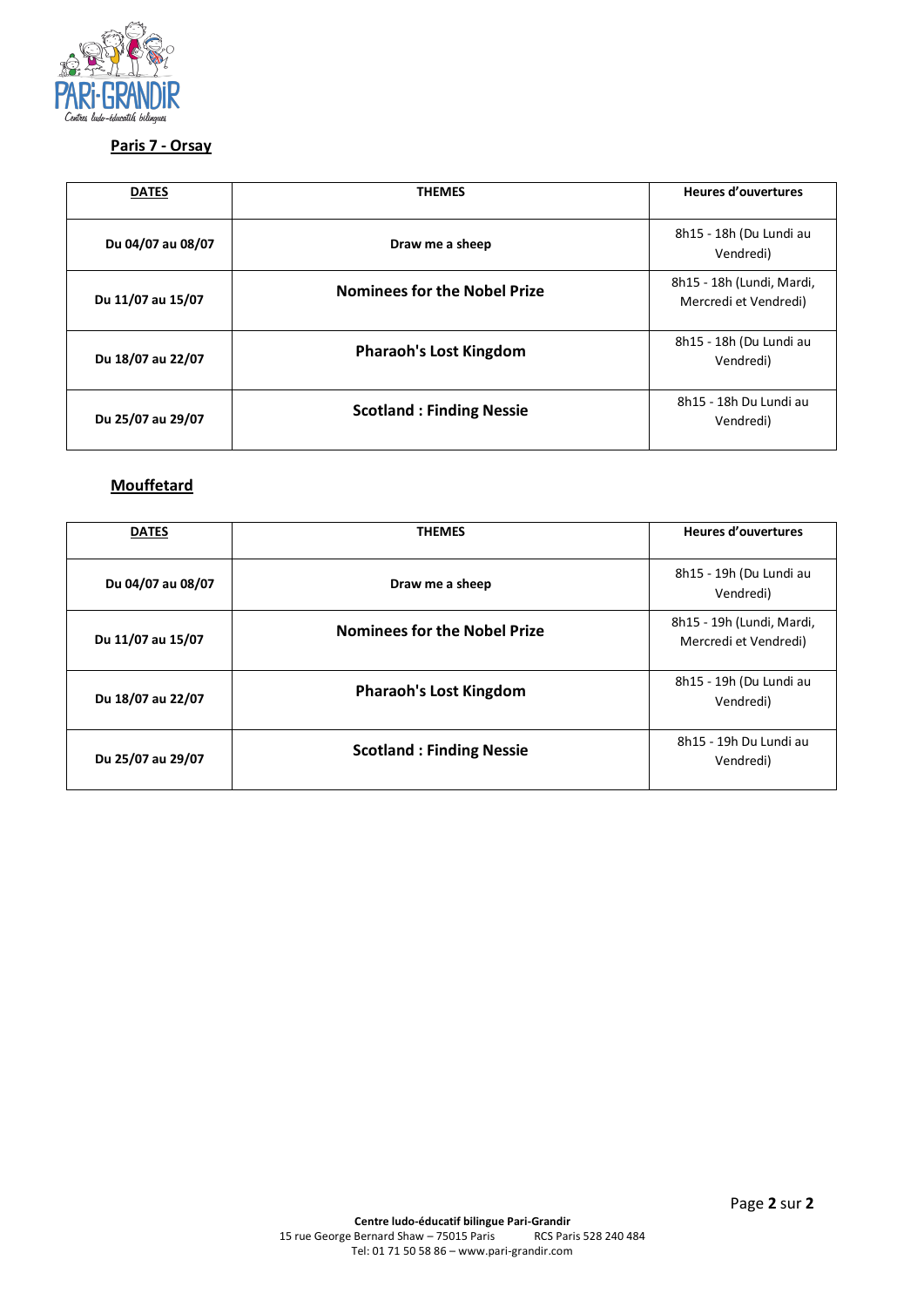## Paris 7 - Orsay

| DATES | THEMES | Heures d'ouvertures |
|---|---|---|
| Du 04/07 au 08/07 | Draw me a sheep | 8h15 - 18h (Du Lundi au Vendredi) |
| Du 11/07 au 15/07 | Nominees for the Nobel Prize | 8h15 - 18h (Lundi, Mardi, Mercredi et Vendredi) |
| Du 18/07 au 22/07 | Pharaoh's Lost Kingdom | 8h15 - 18h (Du Lundi au Vendredi) |
| Du 25/07 au 29/07 | Scotland : Finding Nessie | 8h15 - 18h Du Lundi au Vendredi) |

## Mouffetard

| DATES | THEMES | Heures d'ouvertures |
|---|---|---|
| Du 04/07 au 08/07 | Draw me a sheep | 8h15 - 19h (Du Lundi au Vendredi) |
| Du 11/07 au 15/07 | Nominees for the Nobel Prize | 8h15 - 19h (Lundi, Mardi, Mercredi et Vendredi) |
| Du 18/07 au 22/07 | Pharaoh's Lost Kingdom | 8h15 - 19h (Du Lundi au Vendredi) |
| Du 25/07 au 29/07 | Scotland : Finding Nessie | 8h15 - 19h Du Lundi au Vendredi) |

**Centre ludo-éducatif bilingue Pari-Grandir**
15 rue George Bernard Shaw – 75015 Paris RCS Paris 528 240 484
Tel: 01 71 50 58 86 – www.pari-grandir.com